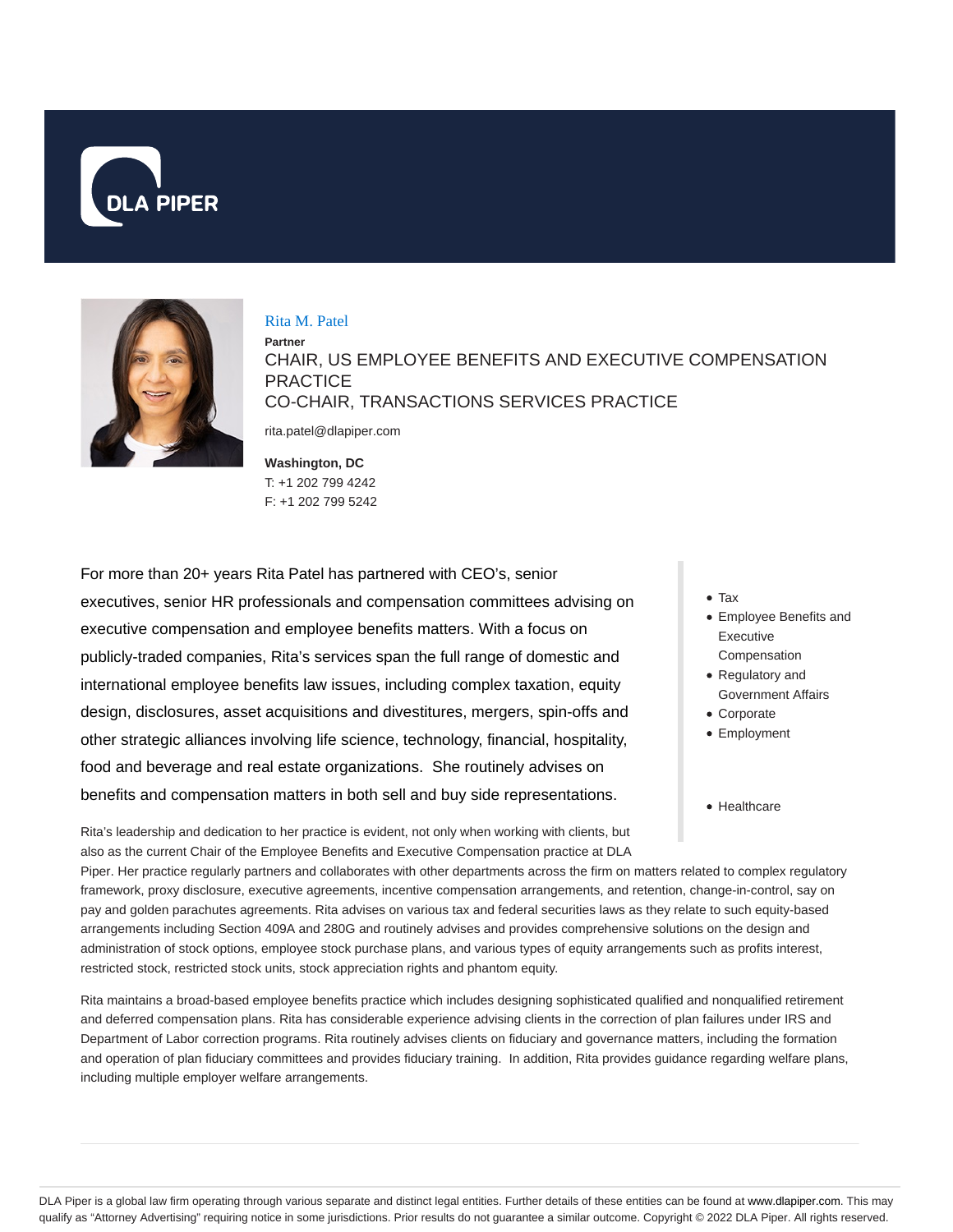# Rita M. Patel

**Partner**

CHAIR, US EMPLOYEE BENEFITS AND EXECUTIVE COMPENSATION PRACTICE
CO-CHAIR, TRANSACTIONS SERVICES PRACTICE

rita.patel@dlapiper.com

**Washington, DC**
T: +1 202 799 4242
F: +1 202 799 5242

- Tax
- Employee Benefits and Executive Compensation
- Regulatory and Government Affairs
- Corporate
- Employment
- Healthcare

For more than 20+ years Rita Patel has partnered with CEO's, senior executives, senior HR professionals and compensation committees advising on executive compensation and employee benefits matters. With a focus on publicly-traded companies, Rita's services span the full range of domestic and international employee benefits law issues, including complex taxation, equity design, disclosures, asset acquisitions and divestitures, mergers, spin-offs and other strategic alliances involving life science, technology, financial, hospitality, food and beverage and real estate organizations. She routinely advises on benefits and compensation matters in both sell and buy side representations.

Rita's leadership and dedication to her practice is evident, not only when working with clients, but also as the current Chair of the Employee Benefits and Executive Compensation practice at DLA Piper. Her practice regularly partners and collaborates with other departments across the firm on matters related to complex regulatory framework, proxy disclosure, executive agreements, incentive compensation arrangements, and retention, change-in-control, say on pay and golden parachutes agreements. Rita advises on various tax and federal securities laws as they relate to such equity-based arrangements including Section 409A and 280G and routinely advises and provides comprehensive solutions on the design and administration of stock options, employee stock purchase plans, and various types of equity arrangements such as profits interest, restricted stock, restricted stock units, stock appreciation rights and phantom equity.

Rita maintains a broad-based employee benefits practice which includes designing sophisticated qualified and nonqualified retirement and deferred compensation plans. Rita has considerable experience advising clients in the correction of plan failures under IRS and Department of Labor correction programs. Rita routinely advises clients on fiduciary and governance matters, including the formation and operation of plan fiduciary committees and provides fiduciary training. In addition, Rita provides guidance regarding welfare plans, including multiple employer welfare arrangements.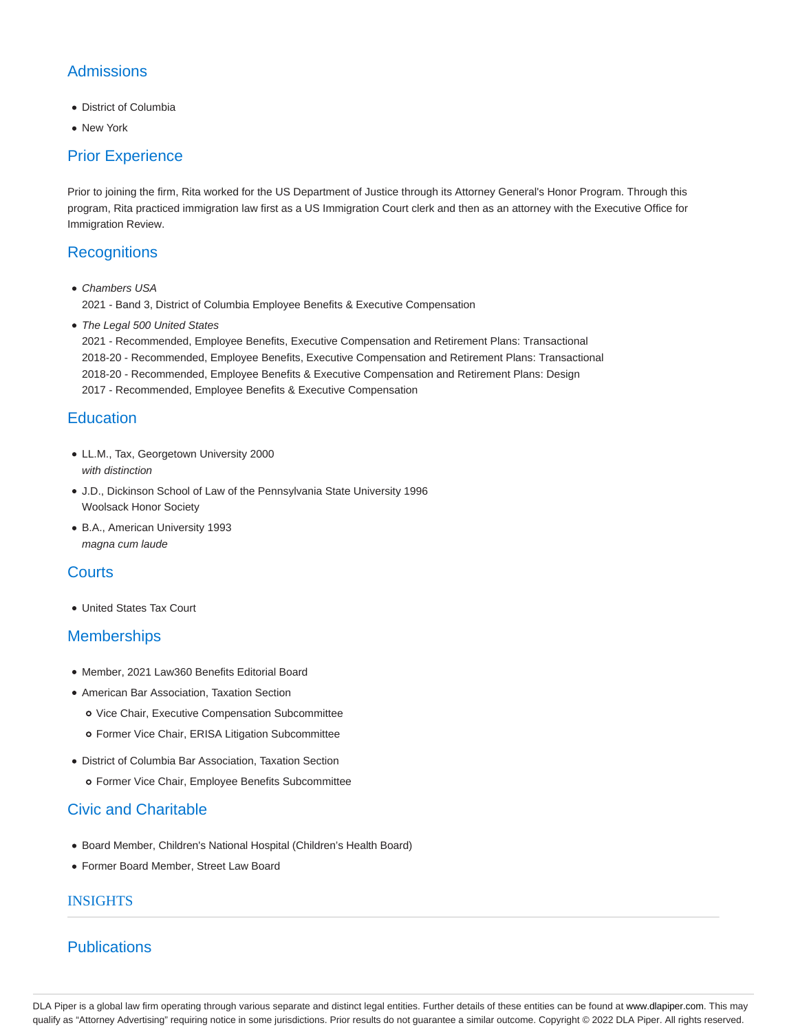## Admissions

- District of Columbia
- New York

## Prior Experience

Prior to joining the firm, Rita worked for the US Department of Justice through its Attorney General's Honor Program. Through this program, Rita practiced immigration law first as a US Immigration Court clerk and then as an attorney with the Executive Office for Immigration Review.

## Recognitions

- *Chambers USA*
  2021 - Band 3, District of Columbia Employee Benefits & Executive Compensation
- *The Legal 500 United States*
  2021 - Recommended, Employee Benefits, Executive Compensation and Retirement Plans: Transactional
  2018-20 - Recommended, Employee Benefits, Executive Compensation and Retirement Plans: Transactional
  2018-20 - Recommended, Employee Benefits & Executive Compensation and Retirement Plans: Design
  2017 - Recommended, Employee Benefits & Executive Compensation

## Education

- LL.M., Tax, Georgetown University 2000
  *with distinction*
- J.D., Dickinson School of Law of the Pennsylvania State University 1996
  Woolsack Honor Society
- B.A., American University 1993
  *magna cum laude*

## Courts

- United States Tax Court

## Memberships

- Member, 2021 Law360 Benefits Editorial Board
- American Bar Association, Taxation Section
  - Vice Chair, Executive Compensation Subcommittee
  - Former Vice Chair, ERISA Litigation Subcommittee
- District of Columbia Bar Association, Taxation Section
  - Former Vice Chair, Employee Benefits Subcommittee

## Civic and Charitable

- Board Member, Children's National Hospital (Children's Health Board)
- Former Board Member, Street Law Board

## INSIGHTS

## Publications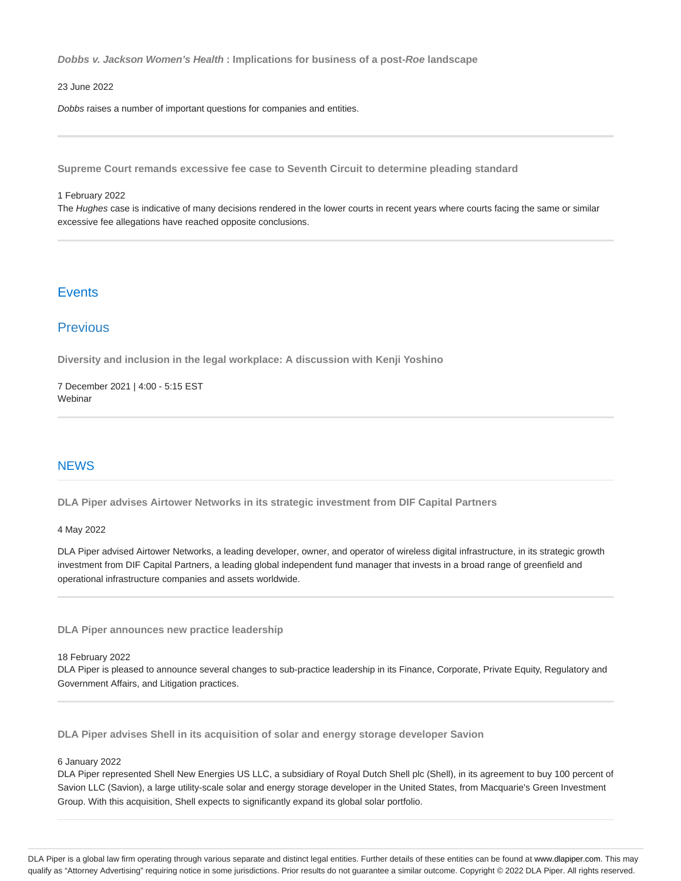**_Dobbs v. Jackson Women's Health_ : Implications for business of a post-_Roe_ landscape**

23 June 2022

_Dobbs_ raises a number of important questions for companies and entities.

---

**Supreme Court remands excessive fee case to Seventh Circuit to determine pleading standard**

1 February 2022

The _Hughes_ case is indicative of many decisions rendered in the lower courts in recent years where courts facing the same or similar excessive fee allegations have reached opposite conclusions.

---

## Events

## Previous

**Diversity and inclusion in the legal workplace: A discussion with Kenji Yoshino**

7 December 2021 | 4:00 - 5:15 EST
Webinar

---

## NEWS

**DLA Piper advises Airtower Networks in its strategic investment from DIF Capital Partners**

4 May 2022

DLA Piper advised Airtower Networks, a leading developer, owner, and operator of wireless digital infrastructure, in its strategic growth investment from DIF Capital Partners, a leading global independent fund manager that invests in a broad range of greenfield and operational infrastructure companies and assets worldwide.

---

**DLA Piper announces new practice leadership**

18 February 2022

DLA Piper is pleased to announce several changes to sub-practice leadership in its Finance, Corporate, Private Equity, Regulatory and Government Affairs, and Litigation practices.

---

**DLA Piper advises Shell in its acquisition of solar and energy storage developer Savion**

6 January 2022

DLA Piper represented Shell New Energies US LLC, a subsidiary of Royal Dutch Shell plc (Shell), in its agreement to buy 100 percent of Savion LLC (Savion), a large utility-scale solar and energy storage developer in the United States, from Macquarie's Green Investment Group. With this acquisition, Shell expects to significantly expand its global solar portfolio.

---

DLA Piper is a global law firm operating through various separate and distinct legal entities. Further details of these entities can be found at www.dlapiper.com. This may qualify as "Attorney Advertising" requiring notice in some jurisdictions. Prior results do not guarantee a similar outcome. Copyright © 2022 DLA Piper. All rights reserved.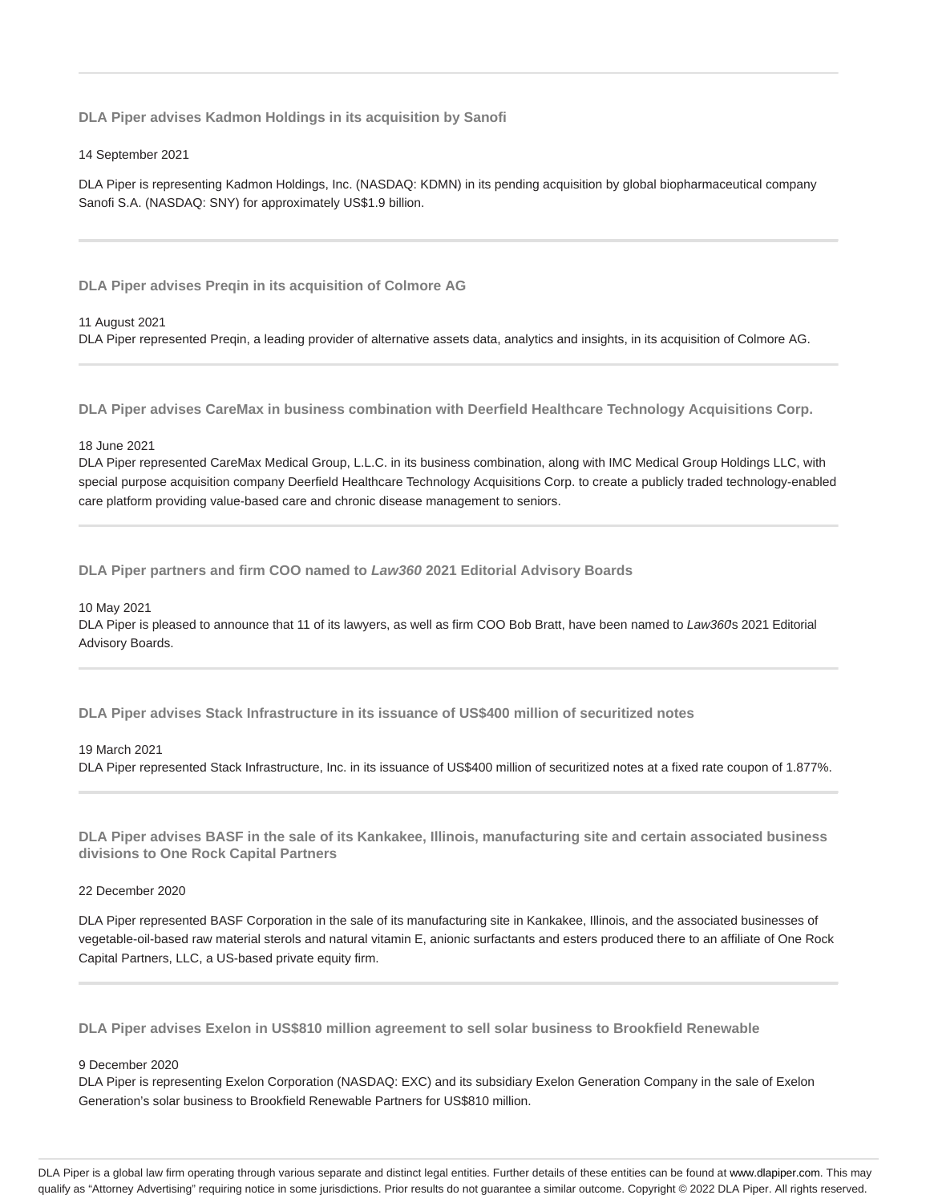---

### DLA Piper advises Kadmon Holdings in its acquisition by Sanofi

14 September 2021

DLA Piper is representing Kadmon Holdings, Inc. (NASDAQ: KDMN) in its pending acquisition by global biopharmaceutical company Sanofi S.A. (NASDAQ: SNY) for approximately US$1.9 billion.

---

### DLA Piper advises Preqin in its acquisition of Colmore AG

11 August 2021

DLA Piper represented Preqin, a leading provider of alternative assets data, analytics and insights, in its acquisition of Colmore AG.

---

### DLA Piper advises CareMax in business combination with Deerfield Healthcare Technology Acquisitions Corp.

18 June 2021

DLA Piper represented CareMax Medical Group, L.L.C. in its business combination, along with IMC Medical Group Holdings LLC, with special purpose acquisition company Deerfield Healthcare Technology Acquisitions Corp. to create a publicly traded technology-enabled care platform providing value-based care and chronic disease management to seniors.

---

### DLA Piper partners and firm COO named to *Law360* 2021 Editorial Advisory Boards

10 May 2021

DLA Piper is pleased to announce that 11 of its lawyers, as well as firm COO Bob Bratt, have been named to *Law360*s 2021 Editorial Advisory Boards.

---

### DLA Piper advises Stack Infrastructure in its issuance of US$400 million of securitized notes

19 March 2021

DLA Piper represented Stack Infrastructure, Inc. in its issuance of US$400 million of securitized notes at a fixed rate coupon of 1.877%.

---

### DLA Piper advises BASF in the sale of its Kankakee, Illinois, manufacturing site and certain associated business divisions to One Rock Capital Partners

22 December 2020

DLA Piper represented BASF Corporation in the sale of its manufacturing site in Kankakee, Illinois, and the associated businesses of vegetable-oil-based raw material sterols and natural vitamin E, anionic surfactants and esters produced there to an affiliate of One Rock Capital Partners, LLC, a US-based private equity firm.

---

### DLA Piper advises Exelon in US$810 million agreement to sell solar business to Brookfield Renewable

9 December 2020

DLA Piper is representing Exelon Corporation (NASDAQ: EXC) and its subsidiary Exelon Generation Company in the sale of Exelon Generation's solar business to Brookfield Renewable Partners for US$810 million.

DLA Piper is a global law firm operating through various separate and distinct legal entities. Further details of these entities can be found at www.dlapiper.com. This may qualify as "Attorney Advertising" requiring notice in some jurisdictions. Prior results do not guarantee a similar outcome. Copyright © 2022 DLA Piper. All rights reserved.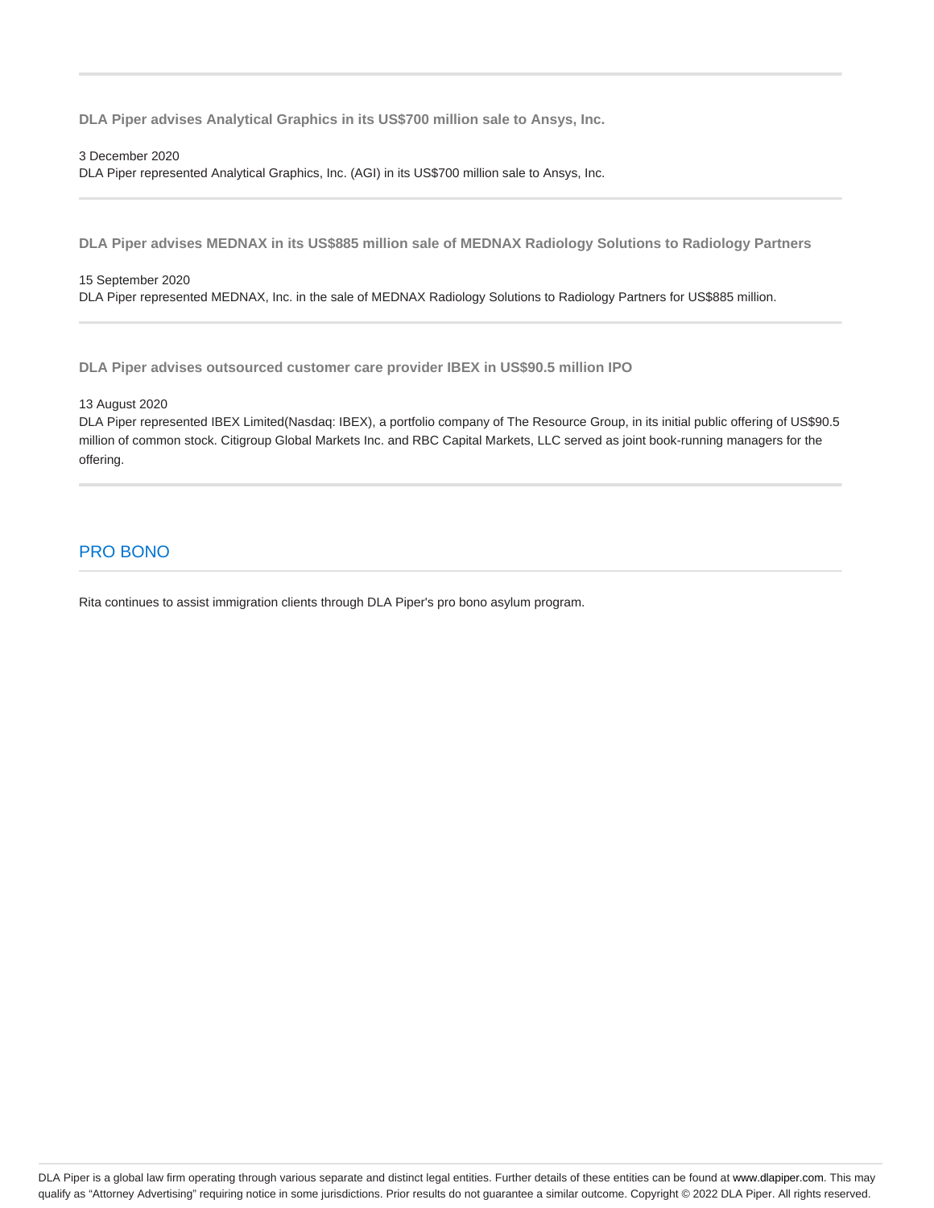**DLA Piper advises Analytical Graphics in its US$700 million sale to Ansys, Inc.**

3 December 2020
DLA Piper represented Analytical Graphics, Inc. (AGI) in its US$700 million sale to Ansys, Inc.

**DLA Piper advises MEDNAX in its US$885 million sale of MEDNAX Radiology Solutions to Radiology Partners**

15 September 2020
DLA Piper represented MEDNAX, Inc. in the sale of MEDNAX Radiology Solutions to Radiology Partners for US$885 million.

**DLA Piper advises outsourced customer care provider IBEX in US$90.5 million IPO**

13 August 2020
DLA Piper represented IBEX Limited(Nasdaq: IBEX), a portfolio company of The Resource Group, in its initial public offering of US$90.5 million of common stock. Citigroup Global Markets Inc. and RBC Capital Markets, LLC served as joint book-running managers for the offering.

## PRO BONO

Rita continues to assist immigration clients through DLA Piper's pro bono asylum program.

DLA Piper is a global law firm operating through various separate and distinct legal entities. Further details of these entities can be found at www.dlapiper.com. This may qualify as "Attorney Advertising" requiring notice in some jurisdictions. Prior results do not guarantee a similar outcome. Copyright © 2022 DLA Piper. All rights reserved.